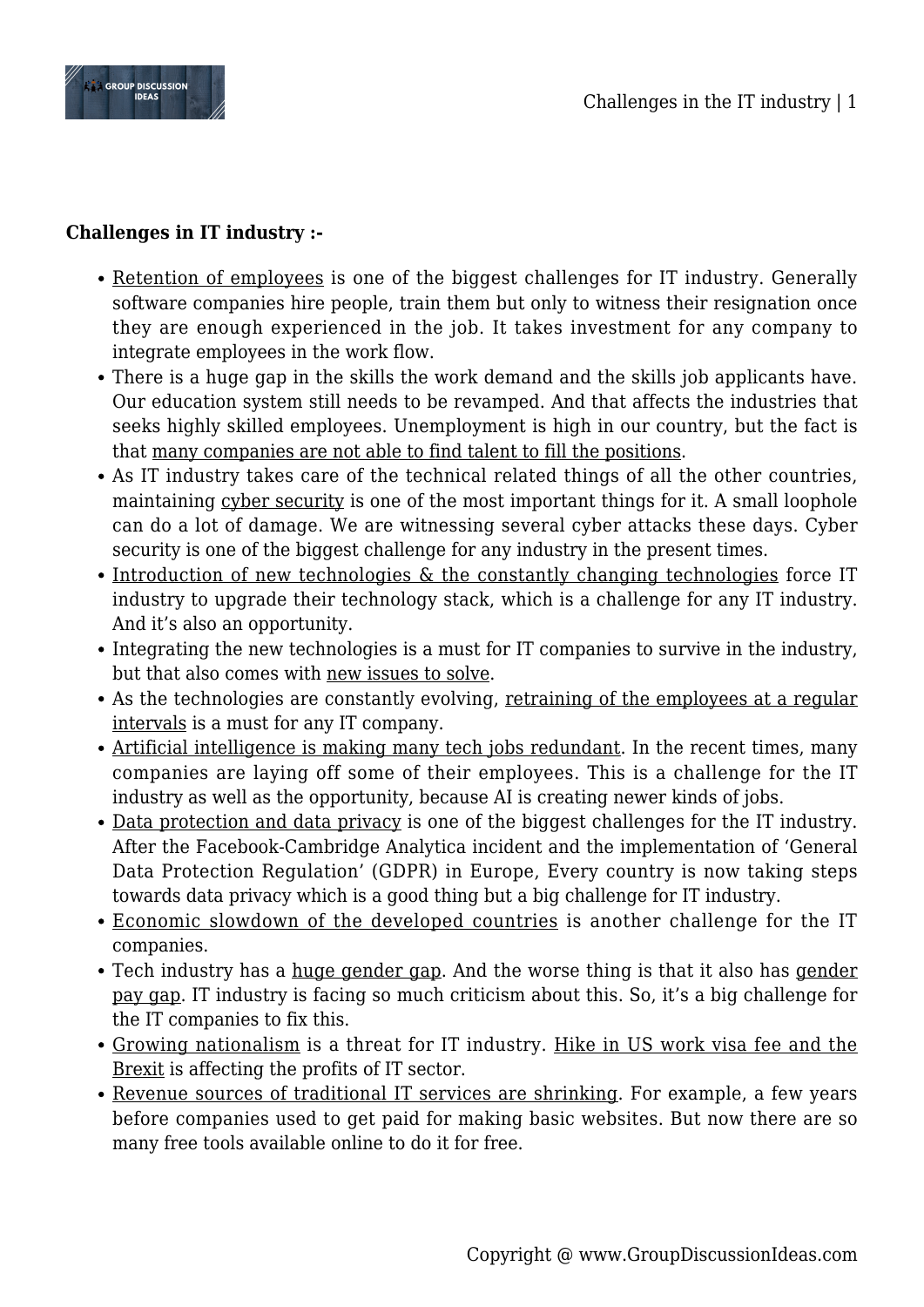**Challenges in IT industry :-**

- Retention of employees is one of the biggest challenges for IT industry. Generally software companies hire people, train them but only to witness their resignation once they are enough experienced in the job. It takes investment for any company to integrate employees in the work flow.
- There is a huge gap in the skills the work demand and the skills job applicants have. Our education system still needs to be revamped. And that affects the industries that seeks highly skilled employees. Unemployment is high in our country, but the fact is that many companies are not able to find talent to fill the positions.
- As IT industry takes care of the technical related things of all the other countries, maintaining cyber security is one of the most important things for it. A small loophole can do a lot of damage. We are witnessing several cyber attacks these days. Cyber security is one of the biggest challenge for any industry in the present times.
- Introduction of new technologies & the constantly changing technologies force IT industry to upgrade their technology stack, which is a challenge for any IT industry. And it's also an opportunity.
- Integrating the new technologies is a must for IT companies to survive in the industry, but that also comes with new issues to solve.
- As the technologies are constantly evolving, retraining of the employees at a regular intervals is a must for any IT company.
- Artificial intelligence is making many tech jobs redundant. In the recent times, many companies are laying off some of their employees. This is a challenge for the IT industry as well as the opportunity, because AI is creating newer kinds of jobs.
- Data protection and data privacy is one of the biggest challenges for the IT industry. After the Facebook-Cambridge Analytica incident and the implementation of 'General Data Protection Regulation' (GDPR) in Europe, Every country is now taking steps towards data privacy which is a good thing but a big challenge for IT industry.
- Economic slowdown of the developed countries is another challenge for the IT companies.
- Tech industry has a huge gender gap. And the worse thing is that it also has gender pay gap. IT industry is facing so much criticism about this. So, it's a big challenge for the IT companies to fix this.
- Growing nationalism is a threat for IT industry. Hike in US work visa fee and the Brexit is affecting the profits of IT sector.
- Revenue sources of traditional IT services are shrinking. For example, a few years before companies used to get paid for making basic websites. But now there are so many free tools available online to do it for free.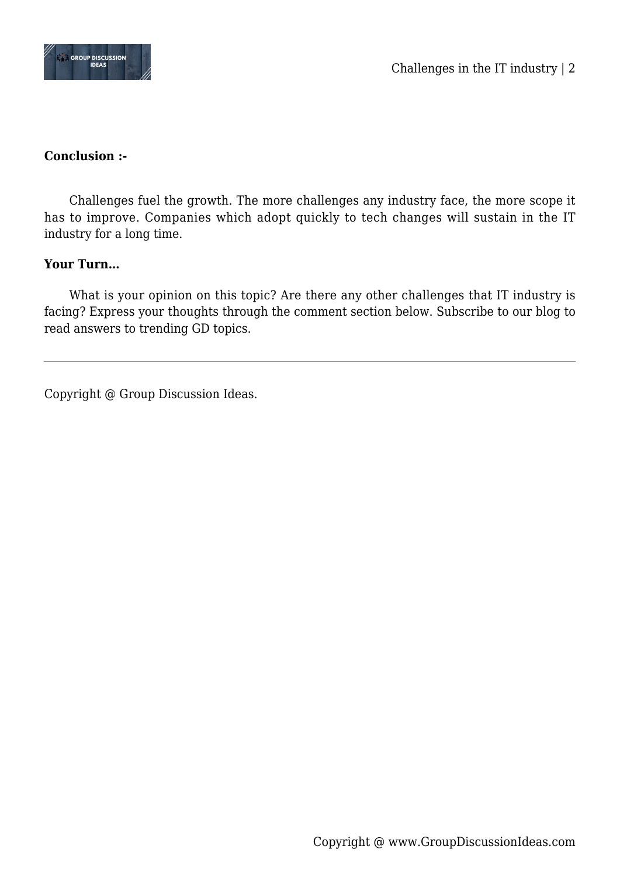**Conclusion :-**

Challenges fuel the growth. The more challenges any industry face, the more scope it has to improve. Companies which adopt quickly to tech changes will sustain in the IT industry for a long time.

**Your Turn…**

What is your opinion on this topic? Are there any other challenges that IT industry is facing? Express your thoughts through the comment section below. Subscribe to our blog to read answers to trending GD topics.

---

Copyright @ Group Discussion Ideas.